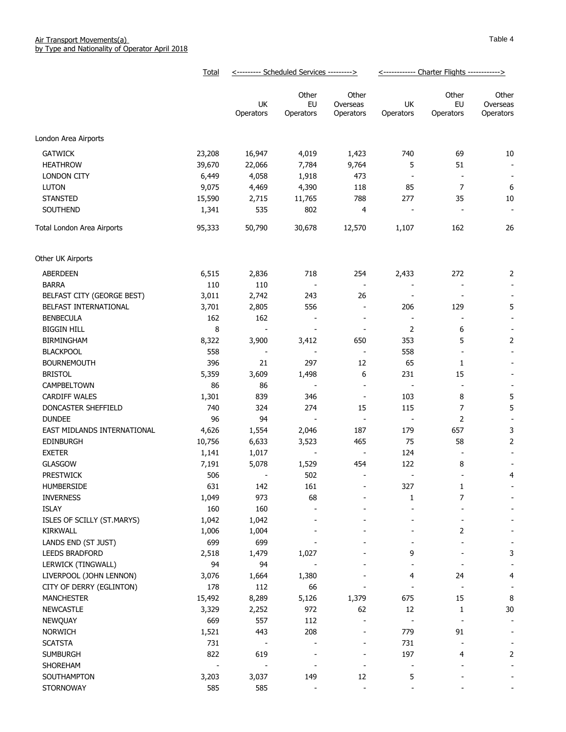Air Transport Movements(a)
by Type and Nationality of Operator April 2018

Table 4

| | Total | Scheduled Services | | | Charter Flights | | |
|---|---|---|---|---|---|---|---|
| | | UK Operators | Other EU Operators | Other Overseas Operators | UK Operators | Other EU Operators | Other Overseas Operators |
| **London Area Airports** | | | | | | | |
| GATWICK | 23,208 | 16,947 | 4,019 | 1,423 | 740 | 69 | 10 |
| HEATHROW | 39,670 | 22,066 | 7,784 | 9,764 | 5 | 51 | - |
| LONDON CITY | 6,449 | 4,058 | 1,918 | 473 | - | - | - |
| LUTON | 9,075 | 4,469 | 4,390 | 118 | 85 | 7 | 6 |
| STANSTED | 15,590 | 2,715 | 11,765 | 788 | 277 | 35 | 10 |
| SOUTHEND | 1,341 | 535 | 802 | 4 | - | - | - |
| Total London Area Airports | 95,333 | 50,790 | 30,678 | 12,570 | 1,107 | 162 | 26 |
| **Other UK Airports** | | | | | | | |
| ABERDEEN | 6,515 | 2,836 | 718 | 254 | 2,433 | 272 | 2 |
| BARRA | 110 | 110 | - | - | - | - | - |
| BELFAST CITY (GEORGE BEST) | 3,011 | 2,742 | 243 | 26 | - | - | - |
| BELFAST INTERNATIONAL | 3,701 | 2,805 | 556 | - | 206 | 129 | 5 |
| BENBECULA | 162 | 162 | - | - | - | - | - |
| BIGGIN HILL | 8 | - | - | - | 2 | 6 | - |
| BIRMINGHAM | 8,322 | 3,900 | 3,412 | 650 | 353 | 5 | 2 |
| BLACKPOOL | 558 | - | - | - | 558 | - | - |
| BOURNEMOUTH | 396 | 21 | 297 | 12 | 65 | 1 | - |
| BRISTOL | 5,359 | 3,609 | 1,498 | 6 | 231 | 15 | - |
| CAMPBELTOWN | 86 | 86 | - | - | - | - | - |
| CARDIFF WALES | 1,301 | 839 | 346 | - | 103 | 8 | 5 |
| DONCASTER SHEFFIELD | 740 | 324 | 274 | 15 | 115 | 7 | 5 |
| DUNDEE | 96 | 94 | - | - | - | 2 | - |
| EAST MIDLANDS INTERNATIONAL | 4,626 | 1,554 | 2,046 | 187 | 179 | 657 | 3 |
| EDINBURGH | 10,756 | 6,633 | 3,523 | 465 | 75 | 58 | 2 |
| EXETER | 1,141 | 1,017 | - | - | 124 | - | - |
| GLASGOW | 7,191 | 5,078 | 1,529 | 454 | 122 | 8 | - |
| PRESTWICK | 506 | - | 502 | - | - | - | 4 |
| HUMBERSIDE | 631 | 142 | 161 | - | 327 | 1 | - |
| INVERNESS | 1,049 | 973 | 68 | - | 1 | 7 | - |
| ISLAY | 160 | 160 | - | - | - | - | - |
| ISLES OF SCILLY (ST.MARYS) | 1,042 | 1,042 | - | - | - | - | - |
| KIRKWALL | 1,006 | 1,004 | - | - | - | 2 | - |
| LANDS END (ST JUST) | 699 | 699 | - | - | - | - | - |
| LEEDS BRADFORD | 2,518 | 1,479 | 1,027 | - | 9 | - | 3 |
| LERWICK (TINGWALL) | 94 | 94 | - | - | - | - | - |
| LIVERPOOL (JOHN LENNON) | 3,076 | 1,664 | 1,380 | - | 4 | 24 | 4 |
| CITY OF DERRY (EGLINTON) | 178 | 112 | 66 | - | - | - | - |
| MANCHESTER | 15,492 | 8,289 | 5,126 | 1,379 | 675 | 15 | 8 |
| NEWCASTLE | 3,329 | 2,252 | 972 | 62 | 12 | 1 | 30 |
| NEWQUAY | 669 | 557 | 112 | - | - | - | - |
| NORWICH | 1,521 | 443 | 208 | - | 779 | 91 | - |
| SCATSTA | 731 | - | - | - | 731 | - | - |
| SUMBURGH | 822 | 619 | - | - | 197 | 4 | 2 |
| SHOREHAM | - | - | - | - | - | - | - |
| SOUTHAMPTON | 3,203 | 3,037 | 149 | 12 | 5 | - | - |
| STORNOWAY | 585 | 585 | - | - | - | - | - |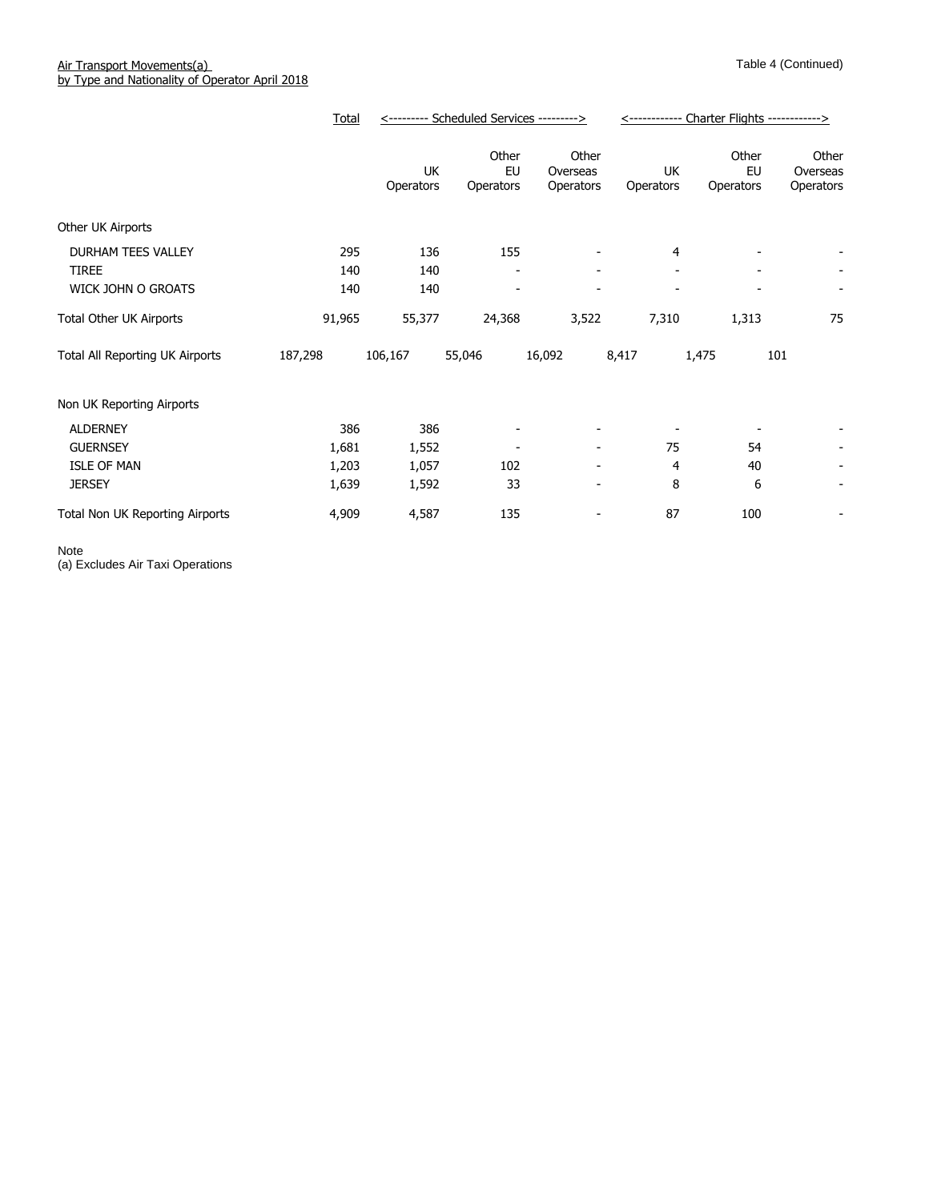Air Transport Movements(a)
by Type and Nationality of Operator April 2018

Table 4 (Continued)

| | Total | Scheduled Services | | | Charter Flights | | |
|---|---|---|---|---|---|---|---|
| | | UK Operators | Other EU Operators | Other Overseas Operators | UK Operators | Other EU Operators | Other Overseas Operators |
| Other UK Airports | | | | | | | |
| DURHAM TEES VALLEY | 295 | 136 | 155 | - | 4 | - | - |
| TIREE | 140 | 140 | - | - | - | - | - |
| WICK JOHN O GROATS | 140 | 140 | - | - | - | - | - |
| Total Other UK Airports | 91,965 | 55,377 | 24,368 | 3,522 | 7,310 | 1,313 | 75 |
| Total All Reporting UK Airports | 187,298 | 106,167 | 55,046 | 16,092 | 8,417 | 1,475 | 101 |
| Non UK Reporting Airports | | | | | | | |
| ALDERNEY | 386 | 386 | - | - | - | - | - |
| GUERNSEY | 1,681 | 1,552 | - | - | 75 | 54 | - |
| ISLE OF MAN | 1,203 | 1,057 | 102 | - | 4 | 40 | - |
| JERSEY | 1,639 | 1,592 | 33 | - | 8 | 6 | - |
| Total Non UK Reporting Airports | 4,909 | 4,587 | 135 | - | 87 | 100 | - |

Note
(a) Excludes Air Taxi Operations